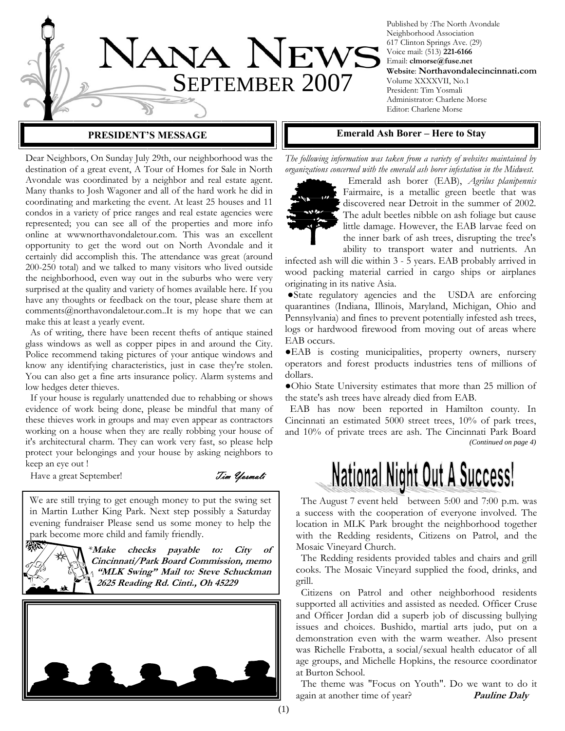# NANA NEWS
## SEPTEMBER 2007

Published by :The North Avondale Neighborhood Association
617 Clinton Springs Ave. (29)
Voice mail: (513) **221-6166**
Email: **clmorse@fuse.net**
**Website**: **Northavondalecincinnati.com**
Volume XXXXVII, No.1
President: Tim Yosmali
Administrator: Charlene Morse
Editor: Charlene Morse

## PRESIDENT'S MESSAGE

Dear Neighbors, On Sunday July 29th, our neighborhood was the destination of a great event, A Tour of Homes for Sale in North Avondale was coordinated by a neighbor and real estate agent. Many thanks to Josh Wagoner and all of the hard work he did in coordinating and marketing the event. At least 25 houses and 11 condos in a variety of price ranges and real estate agencies were represented; you can see all of the properties and more info online at wwwnorthavondaletour.com. This was an excellent opportunity to get the word out on North Avondale and it certainly did accomplish this. The attendance was great (around 200-250 total) and we talked to many visitors who lived outside the neighborhood, even way out in the suburbs who were very surprised at the quality and variety of homes available here. If you have any thoughts or feedback on the tour, please share them at comments@northavondaletour.com..It is my hope that we can make this at least a yearly event.

As of writing, there have been recent thefts of antique stained glass windows as well as copper pipes in and around the City. Police recommend taking pictures of your antique windows and know any identifying characteristics, just in case they're stolen. You can also get a fine arts insurance policy. Alarm systems and low hedges deter thieves.

If your house is regularly unattended due to rehabbing or shows evidence of work being done, please be mindful that many of these thieves work in groups and may even appear as contractors working on a house when they are really robbing your house of it's architectural charm. They can work very fast, so please help protect your belongings and your house by asking neighbors to keep an eye out !

Have a great September!

*Tim Yosmali*

We are still trying to get enough money to put the swing set in Martin Luther King Park. Next step possibly a Saturday evening fundraiser Please send us some money to help the park become more child and family friendly.

***Make checks payable to: City of Cincinnati/Park Board Commission, memo "MLK Swing" Mail to: Steve Schuckman 2625 Reading Rd. Cinti., Oh 45229***

## Emerald Ash Borer – Here to Stay

*The following information was taken from a variety of websites maintained by organizations concerned with the emerald ash borer infestation in the Midwest.*

Emerald ash borer (EAB), *Agrilus planipennis* Fairmaire, is a metallic green beetle that was discovered near Detroit in the summer of 2002. The adult beetles nibble on ash foliage but cause little damage. However, the EAB larvae feed on the inner bark of ash trees, disrupting the tree's ability to transport water and nutrients. An infected ash will die within 3 - 5 years. EAB probably arrived in wood packing material carried in cargo ships or airplanes originating in its native Asia.

- State regulatory agencies and the USDA are enforcing quarantines (Indiana, Illinois, Maryland, Michigan, Ohio and Pennsylvania) and fines to prevent potentially infested ash trees, logs or hardwood firewood from moving out of areas where EAB occurs.
- EAB is costing municipalities, property owners, nursery operators and forest products industries tens of millions of dollars.
- Ohio State University estimates that more than 25 million of the state's ash trees have already died from EAB.

EAB has now been reported in Hamilton county. In Cincinnati an estimated 5000 street trees, 10% of park trees, and 10% of private trees are ash. The Cincinnati Park Board

*(Continued on page 4)*

## National Night Out A Success!

The August 7 event held between 5:00 and 7:00 p.m. was a success with the cooperation of everyone involved. The location in MLK Park brought the neighborhood together with the Redding residents, Citizens on Patrol, and the Mosaic Vineyard Church.

The Redding residents provided tables and chairs and grill cooks. The Mosaic Vineyard supplied the food, drinks, and grill.

Citizens on Patrol and other neighborhood residents supported all activities and assisted as needed. Officer Cruse and Officer Jordan did a superb job of discussing bullying issues and choices. Bushido, martial arts judo, put on a demonstration even with the warm weather. Also present was Richelle Frabotta, a social/sexual health educator of all age groups, and Michelle Hopkins, the resource coordinator at Burton School.

The theme was "Focus on Youth". Do we want to do it again at another time of year? **Pauline Daly**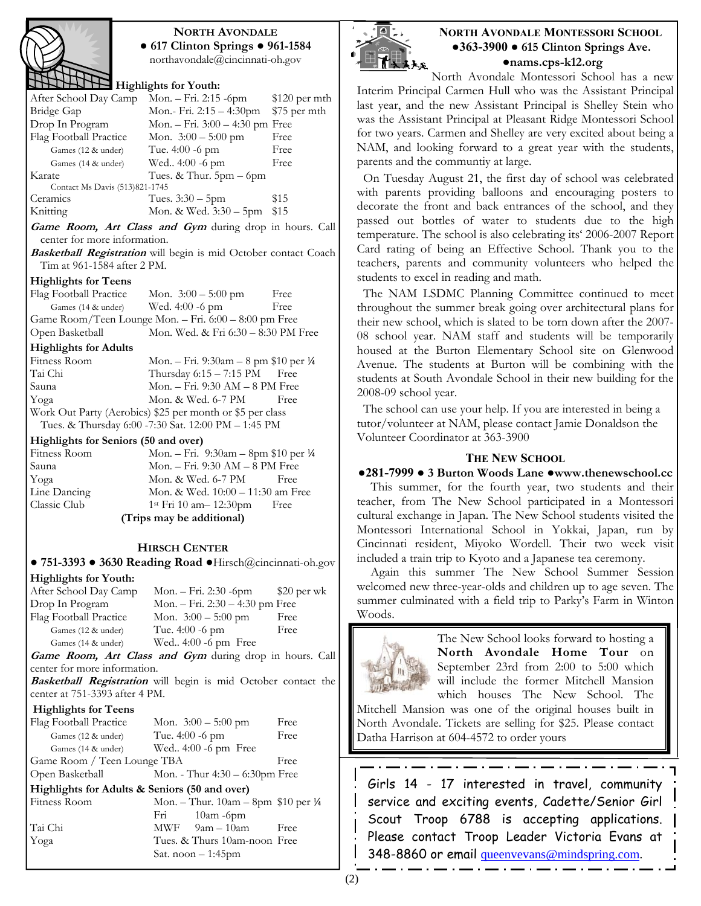## North Avondale

● 617 Clinton Springs ● 961-1584
northavondale@cincinnati-oh.gov

### Highlights for Youth:

| | | |
|---|---|---|
| After School Day Camp | Mon. – Fri. 2:15 -6pm | $120 per mth |
| Bridge Gap | Mon.- Fri. 2:15 – 4:30pm | $75 per mth |
| Drop In Program | Mon. – Fri. 3:00 – 4:30 pm | Free |
| Flag Football Practice | Mon. 3:00 – 5:00 pm | Free |
| Games (12 & under) | Tue. 4:00 -6 pm | Free |
| Games (14 & under) | Wed.. 4:00 -6 pm | Free |
| Karate | Tues. & Thur. 5pm – 6pm | |
| Contact Ms Davis (513)821-1745 | | |
| Ceramics | Tues. 3:30 – 5pm | $15 |
| Knitting | Mon. & Wed. 3:30 – 5pm | $15 |

***Game Room, Art Class and Gym*** during drop in hours. Call center for more information.

***Basketball Registration*** will begin is mid October contact Coach Tim at 961-1584 after 2 PM.

### Highlights for Teens

| | | |
|---|---|---|
| Flag Football Practice | Mon. 3:00 – 5:00 pm | Free |
| Games (14 & under) | Wed. 4:00 -6 pm | Free |
| Game Room/Teen Lounge | Mon. – Fri. 6:00 – 8:00 pm | Free |
| Open Basketball | Mon. Wed. & Fri 6:30 – 8:30 PM | Free |

### Highlights for Adults

| | | |
|---|---|---|
| Fitness Room | Mon. – Fri. 9:30am – 8 pm | $10 per ¼ |
| Tai Chi | Thursday 6:15 – 7:15 PM | Free |
| Sauna | Mon. – Fri. 9:30 AM – 8 PM | Free |
| Yoga | Mon. & Wed. 6-7 PM | Free |

Work Out Party (Aerobics) $25 per month or $5 per class
Tues. & Thursday 6:00 -7:30 Sat. 12:00 PM – 1:45 PM

### Highlights for Seniors (50 and over)

| | | |
|---|---|---|
| Fitness Room | Mon. – Fri. 9:30am – 8pm | $10 per ¼ |
| Sauna | Mon. – Fri. 9:30 AM – 8 PM | Free |
| Yoga | Mon. & Wed. 6-7 PM | Free |
| Line Dancing | Mon. & Wed. 10:00 – 11:30 am | Free |
| Classic Club | 1st Fri 10 am– 12:30pm | Free |

**(Trips may be additional)**

## Hirsch Center

**● 751-3393 ● 3630 Reading Road** ●Hirsch@cincinnati-oh.gov

### Highlights for Youth:

| | | |
|---|---|---|
| After School Day Camp | Mon. – Fri. 2:30 -6pm | $20 per wk |
| Drop In Program | Mon. – Fri. 2:30 – 4:30 pm | Free |
| Flag Football Practice | Mon. 3:00 – 5:00 pm | Free |
| Games (12 & under) | Tue. 4:00 -6 pm | Free |
| Games (14 & under) | Wed.. 4:00 -6 pm | Free |

***Game Room, Art Class and Gym*** during drop in hours. Call center for more information.

***Basketball Registration*** will begin is mid October contact the center at 751-3393 after 4 PM.

### Highlights for Teens

| | | |
|---|---|---|
| Flag Football Practice | Mon. 3:00 – 5:00 pm | Free |
| Games (12 & under) | Tue. 4:00 -6 pm | Free |
| Games (14 & under) | Wed.. 4:00 -6 pm | Free |
| Game Room / Teen Lounge | TBA | Free |
| Open Basketball | Mon. - Thur 4:30 – 6:30pm | Free |

### Highlights for Adults & Seniors (50 and over)

| | | |
|---|---|---|
| Fitness Room | Mon. – Thur. 10am – 8pm | $10 per ¼ |
| | Fri 10am -6pm | |
| Tai Chi | MWF 9am – 10am | Free |
| Yoga | Tues. & Thurs 10am-noon | Free |
| | Sat. noon – 1:45pm | |

## North Avondale Montessori School

**●363-3900 ● 615 Clinton Springs Ave.**
**●nams.cps-k12.org**

North Avondale Montessori School has a new Interim Principal Carmen Hull who was the Assistant Principal last year, and the new Assistant Principal is Shelley Stein who was the Assistant Principal at Pleasant Ridge Montessori School for two years. Carmen and Shelley are very excited about being a NAM, and looking forward to a great year with the students, parents and the communtiy at large.

On Tuesday August 21, the first day of school was celebrated with parents providing balloons and encouraging posters to decorate the front and back entrances of the school, and they passed out bottles of water to students due to the high temperature. The school is also celebrating its' 2006-2007 Report Card rating of being an Effective School. Thank you to the teachers, parents and community volunteers who helped the students to excel in reading and math.

The NAM LSDMC Planning Committee continued to meet throughout the summer break going over architectural plans for their new school, which is slated to be torn down after the 2007-08 school year. NAM staff and students will be temporarily housed at the Burton Elementary School site on Glenwood Avenue. The students at Burton will be combining with the students at South Avondale School in their new building for the 2008-09 school year.

The school can use your help. If you are interested in being a tutor/volunteer at NAM, please contact Jamie Donaldson the Volunteer Coordinator at 363-3900

## The New School

**●281-7999 ● 3 Burton Woods Lane ●www.thenewschool.cc**

This summer, for the fourth year, two students and their teacher, from The New School participated in a Montessori cultural exchange in Japan. The New School students visited the Montessori International School in Yokkai, Japan, run by Cincinnati resident, Miyoko Wordell. Their two week visit included a train trip to Kyoto and a Japanese tea ceremony.

Again this summer The New School Summer Session welcomed new three-year-olds and children up to age seven. The summer culminated with a field trip to Parky's Farm in Winton Woods.

The New School looks forward to hosting a **North Avondale Home Tour** on September 23rd from 2:00 to 5:00 which will include the former Mitchell Mansion which houses The New School. The Mitchell Mansion was one of the original houses built in North Avondale. Tickets are selling for $25. Please contact Datha Harrison at 604-4572 to order yours

Girls 14 - 17 interested in travel, community service and exciting events, Cadette/Senior Girl Scout Troop 6788 is accepting applications. Please contact Troop Leader Victoria Evans at 348-8860 or email queenvevans@mindspring.com.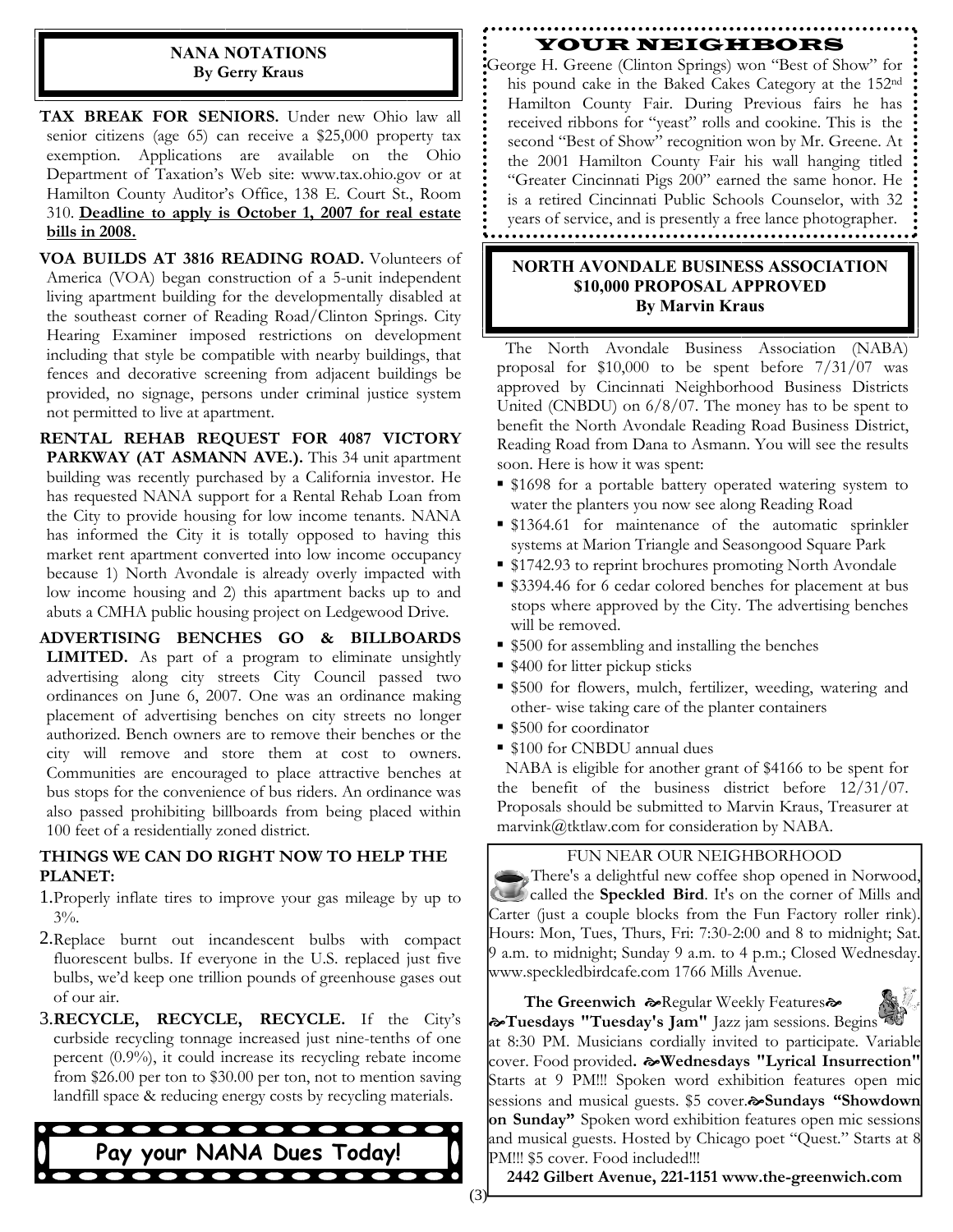## NANA NOTATIONS
**By Gerry Kraus**

**TAX BREAK FOR SENIORS.** Under new Ohio law all senior citizens (age 65) can receive a $25,000 property tax exemption. Applications are available on the Ohio Department of Taxation's Web site: www.tax.ohio.gov or at Hamilton County Auditor's Office, 138 E. Court St., Room 310. **Deadline to apply is October 1, 2007 for real estate bills in 2008.**

**VOA BUILDS AT 3816 READING ROAD.** Volunteers of America (VOA) began construction of a 5-unit independent living apartment building for the developmentally disabled at the southeast corner of Reading Road/Clinton Springs. City Hearing Examiner imposed restrictions on development including that style be compatible with nearby buildings, that fences and decorative screening from adjacent buildings be provided, no signage, persons under criminal justice system not permitted to live at apartment.

**RENTAL REHAB REQUEST FOR 4087 VICTORY PARKWAY (AT ASMANN AVE.).** This 34 unit apartment building was recently purchased by a California investor. He has requested NANA support for a Rental Rehab Loan from the City to provide housing for low income tenants. NANA has informed the City it is totally opposed to having this market rent apartment converted into low income occupancy because 1) North Avondale is already overly impacted with low income housing and 2) this apartment backs up to and abuts a CMHA public housing project on Ledgewood Drive.

**ADVERTISING BENCHES GO & BILLBOARDS LIMITED.** As part of a program to eliminate unsightly advertising along city streets City Council passed two ordinances on June 6, 2007. One was an ordinance making placement of advertising benches on city streets no longer authorized. Bench owners are to remove their benches or the city will remove and store them at cost to owners. Communities are encouraged to place attractive benches at bus stops for the convenience of bus riders. An ordinance was also passed prohibiting billboards from being placed within 100 feet of a residentially zoned district.

**THINGS WE CAN DO RIGHT NOW TO HELP THE PLANET:**

1. Properly inflate tires to improve your gas mileage by up to 3%.
2. Replace burnt out incandescent bulbs with compact fluorescent bulbs. If everyone in the U.S. replaced just five bulbs, we'd keep one trillion pounds of greenhouse gases out of our air.
3. **RECYCLE, RECYCLE, RECYCLE.** If the City's curbside recycling tonnage increased just nine-tenths of one percent (0.9%), it could increase its recycling rebate income from $26.00 per ton to $30.00 per ton, not to mention saving landfill space & reducing energy costs by recycling materials.

**Pay your NANA Dues Today!**

## YOUR NEIGHBORS

George H. Greene (Clinton Springs) won "Best of Show" for his pound cake in the Baked Cakes Category at the 152nd Hamilton County Fair. During Previous fairs he has received ribbons for "yeast" rolls and cookine. This is the second "Best of Show" recognition won by Mr. Greene. At the 2001 Hamilton County Fair his wall hanging titled "Greater Cincinnati Pigs 200" earned the same honor. He is a retired Cincinnati Public Schools Counselor, with 32 years of service, and is presently a free lance photographer.

## NORTH AVONDALE BUSINESS ASSOCIATION $10,000 PROPOSAL APPROVED
**By Marvin Kraus**

The North Avondale Business Association (NABA) proposal for $10,000 to be spent before 7/31/07 was approved by Cincinnati Neighborhood Business Districts United (CNBDU) on 6/8/07. The money has to be spent to benefit the North Avondale Reading Road Business District, Reading Road from Dana to Asmann. You will see the results soon. Here is how it was spent:

- $1698 for a portable battery operated watering system to water the planters you now see along Reading Road
- $1364.61 for maintenance of the automatic sprinkler systems at Marion Triangle and Seasongood Square Park
- $1742.93 to reprint brochures promoting North Avondale
- $3394.46 for 6 cedar colored benches for placement at bus stops where approved by the City. The advertising benches will be removed.
- $500 for assembling and installing the benches
- $400 for litter pickup sticks
- $500 for flowers, mulch, fertilizer, weeding, watering and other- wise taking care of the planter containers
- $500 for coordinator
- $100 for CNBDU annual dues

NABA is eligible for another grant of $4166 to be spent for the benefit of the business district before 12/31/07. Proposals should be submitted to Marvin Kraus, Treasurer at marvink@tktlaw.com for consideration by NABA.

### FUN NEAR OUR NEIGHBORHOOD

There's a delightful new coffee shop opened in Norwood, called the **Speckled Bird**. It's on the corner of Mills and Carter (just a couple blocks from the Fun Factory roller rink). Hours: Mon, Tues, Thurs, Fri: 7:30-2:00 and 8 to midnight; Sat. 9 a.m. to midnight; Sunday 9 a.m. to 4 p.m.; Closed Wednesday. www.speckledbirdcafe.com 1766 Mills Avenue.

**The Greenwich** Regular Weekly Features

**Tuesdays "Tuesday's Jam"** Jazz jam sessions. Begins at 8:30 PM. Musicians cordially invited to participate. Variable cover. Food provided. **Wednesdays "Lyrical Insurrection"** Starts at 9 PM!!! Spoken word exhibition features open mic sessions and musical guests. $5 cover. **Sundays "Showdown on Sunday"** Spoken word exhibition features open mic sessions and musical guests. Hosted by Chicago poet "Quest." Starts at 8 PM!!! $5 cover. Food included!!!

**2442 Gilbert Avenue, 221-1151 www.the-greenwich.com**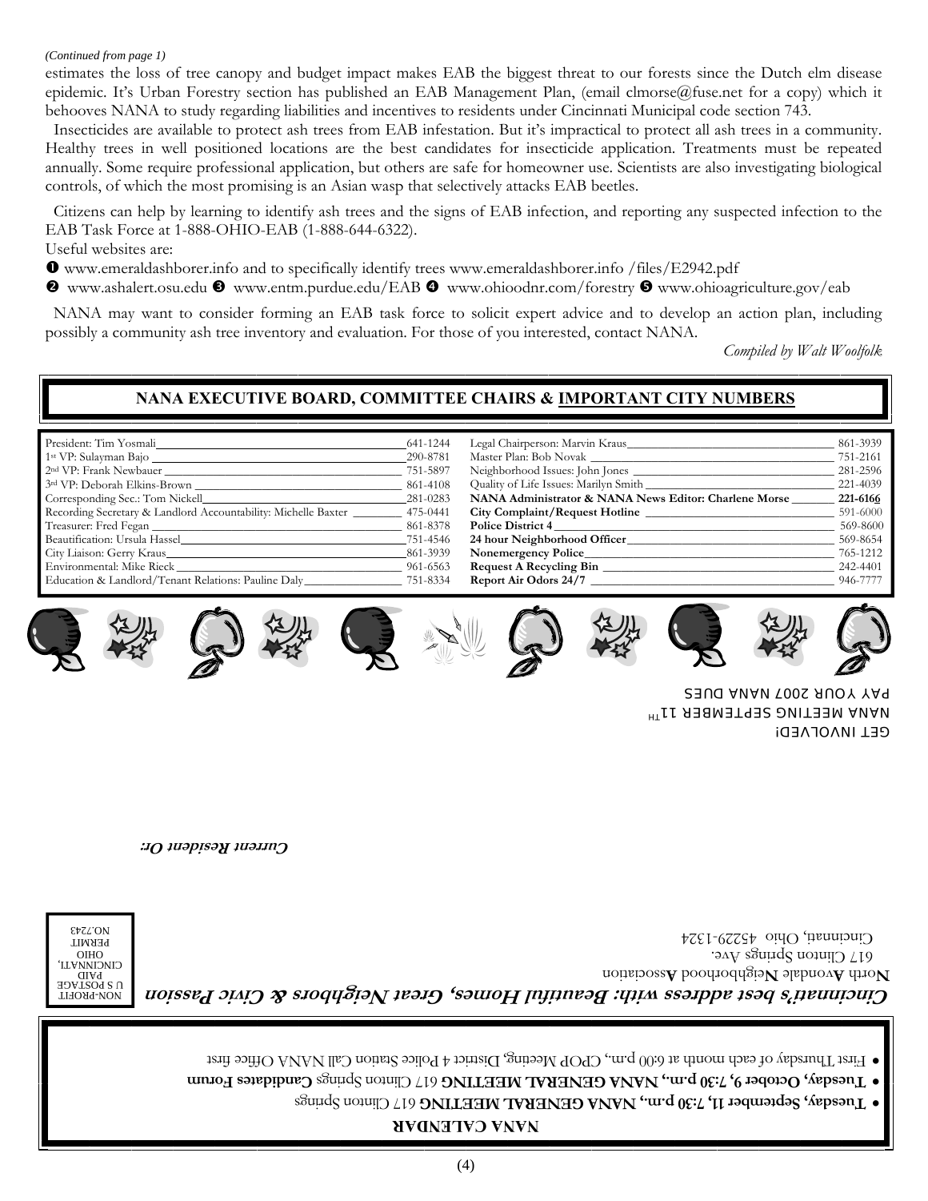*(Continued from page 1)*

estimates the loss of tree canopy and budget impact makes EAB the biggest threat to our forests since the Dutch elm disease epidemic. It's Urban Forestry section has published an EAB Management Plan, (email clmorse@fuse.net for a copy) which it behooves NANA to study regarding liabilities and incentives to residents under Cincinnati Municipal code section 743.

Insecticides are available to protect ash trees from EAB infestation. But it's impractical to protect all ash trees in a community. Healthy trees in well positioned locations are the best candidates for insecticide application. Treatments must be repeated annually. Some require professional application, but others are safe for homeowner use. Scientists are also investigating biological controls, of which the most promising is an Asian wasp that selectively attacks EAB beetles.

Citizens can help by learning to identify ash trees and the signs of EAB infection, and reporting any suspected infection to the EAB Task Force at 1-888-OHIO-EAB (1-888-644-6322).

Useful websites are:

❶ www.emeraldashborer.info and to specifically identify trees www.emeraldashborer.info /files/E2942.pdf

❷ www.ashalert.osu.edu ❸ www.entm.purdue.edu/EAB ❹ www.ohioodnr.com/forestry ❺ www.ohioagriculture.gov/eab

NANA may want to consider forming an EAB task force to solicit expert advice and to develop an action plan, including possibly a community ash tree inventory and evaluation. For those of you interested, contact NANA.

*Compiled by Walt Woolfolk*

## NANA EXECUTIVE BOARD, COMMITTEE CHAIRS & IMPORTANT CITY NUMBERS

| | | | |
|---|---|---|---|
| President: Tim Yosmali | 641-1244 | Legal Chairperson: Marvin Kraus | 861-3939 |
| 1st VP: Sulayman Bajo | 290-8781 | Master Plan: Bob Novak | 751-2161 |
| 2nd VP: Frank Newbauer | 751-5897 | Neighborhood Issues: John Jones | 281-2596 |
| 3rd VP: Deborah Elkins-Brown | 861-4108 | Quality of Life Issues: Marilyn Smith | 221-4039 |
| Corresponding Sec.: Tom Nickell | 281-0283 | **NANA Administrator & NANA News Editor: Charlene Morse** | **221-6166** |
| Recording Secretary & Landlord Accountability: Michelle Baxter | 475-0441 | **City Complaint/Request Hotline** | 591-6000 |
| Treasurer: Fred Fegan | 861-8378 | **Police District 4** | 569-8600 |
| Beautification: Ursula Hassel | 751-4546 | **24 hour Neighborhood Officer** | 569-8654 |
| City Liaison: Gerry Kraus | 861-3939 | **Nonemergency Police** | 765-1212 |
| Environmental: Mike Rieck | 961-6563 | **Request A Recycling Bin** | 242-4401 |
| Education & Landlord/Tenant Relations: Pauline Daly | 751-8334 | **Report Air Odors 24/7** | 946-7777 |

GET INVOLVED!
NANA MEETING SEPTEMBER 11TH
PAY YOUR 2007 NANA DUES

*Current Resident Or:*

**North Avondale Neighborhood Association**
617 Clinton Springs Ave.
Cincinnati, Ohio 45229-1324

NON-PROFIT
U S POSTAGE
PAID
CINCINNATI, OHIO
PERMIT
NO.7243

***Cincinnati's best address with: Beautiful Homes, Great Neighbors & Civic Passion***

### NANA CALENDAR

- **Tuesday, September 11, 7:30 p.m., NANA GENERAL MEETING** 617 Clinton Springs
- **Tuesday, October 9, 7:30 p.m., NANA GENERAL MEETING** 617 Clinton Springs **Candidates Forum**
- First Thursday of each month at 6:00 p.m., CPOP Meeting, District 4 Police Station Call NANA Office first